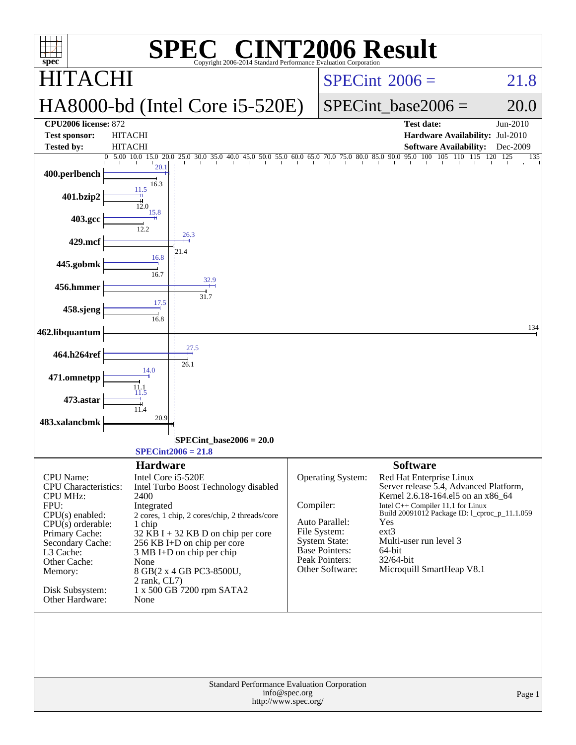# SPEC CINT2006 Result

Copyright 2006-2014 Standard Performance Evaluation Corporation

## HITACHI

## HA8000-bd (Intel Core i5-520E)

SPECint 2006 = 21.8

SPECint_base2006 = 20.0

| | | | |
|---|---|---|---|
| **CPU2006 license:** | 872 | **Test date:** | Jun-2010 |
| **Test sponsor:** | HITACHI | **Hardware Availability:** | Jul-2010 |
| **Tested by:** | HITACHI | **Software Availability:** | Dec-2009 |

| Benchmark | Peak | Base |
|---|---|---|
| 400.perlbench | 20.1 | 16.3 |
| 401.bzip2 | 11.5 | 12.0 |
| 403.gcc | 15.8 | 12.2 |
| 429.mcf | 26.3 | 21.4 |
| 445.gobmk | 16.8 | 16.7 |
| 456.hmmer | 32.9 | 31.7 |
| 458.sjeng | 17.5 | 16.8 |
| 462.libquantum | 134 | 134 |
| 464.h264ref | 27.5 | 26.1 |
| 471.omnetpp | 14.0 | 11.1 |
| 473.astar | 11.5 | 11.4 |
| 483.xalancbmk | 20.9 | 20.9 |

SPECint_base2006 = 20.0

SPECint2006 = 21.8

### Hardware

| | |
|---|---|
| CPU Name: | Intel Core i5-520E |
| CPU Characteristics: | Intel Turbo Boost Technology disabled |
| CPU MHz: | 2400 |
| FPU: | Integrated |
| CPU(s) enabled: | 2 cores, 1 chip, 2 cores/chip, 2 threads/core |
| CPU(s) orderable: | 1 chip |
| Primary Cache: | 32 KB I + 32 KB D on chip per core |
| Secondary Cache: | 256 KB I+D on chip per core |
| L3 Cache: | 3 MB I+D on chip per chip |
| Other Cache: | None |
| Memory: | 8 GB(2 x 4 GB PC3-8500U, 2 rank, CL7) |
| Disk Subsystem: | 1 x 500 GB 7200 rpm SATA2 |
| Other Hardware: | None |

### Software

| | |
|---|---|
| Operating System: | Red Hat Enterprise Linux Server release 5.4, Advanced Platform, Kernel 2.6.18-164.el5 on an x86_64 |
| Compiler: | Intel C++ Compiler 11.1 for Linux Build 20091012 Package ID: l_cproc_p_11.1.059 |
| Auto Parallel: | Yes |
| File System: | ext3 |
| System State: | Multi-user run level 3 |
| Base Pointers: | 64-bit |
| Peak Pointers: | 32/64-bit |
| Other Software: | Microquill SmartHeap V8.1 |

Standard Performance Evaluation Corporation
info@spec.org
http://www.spec.org/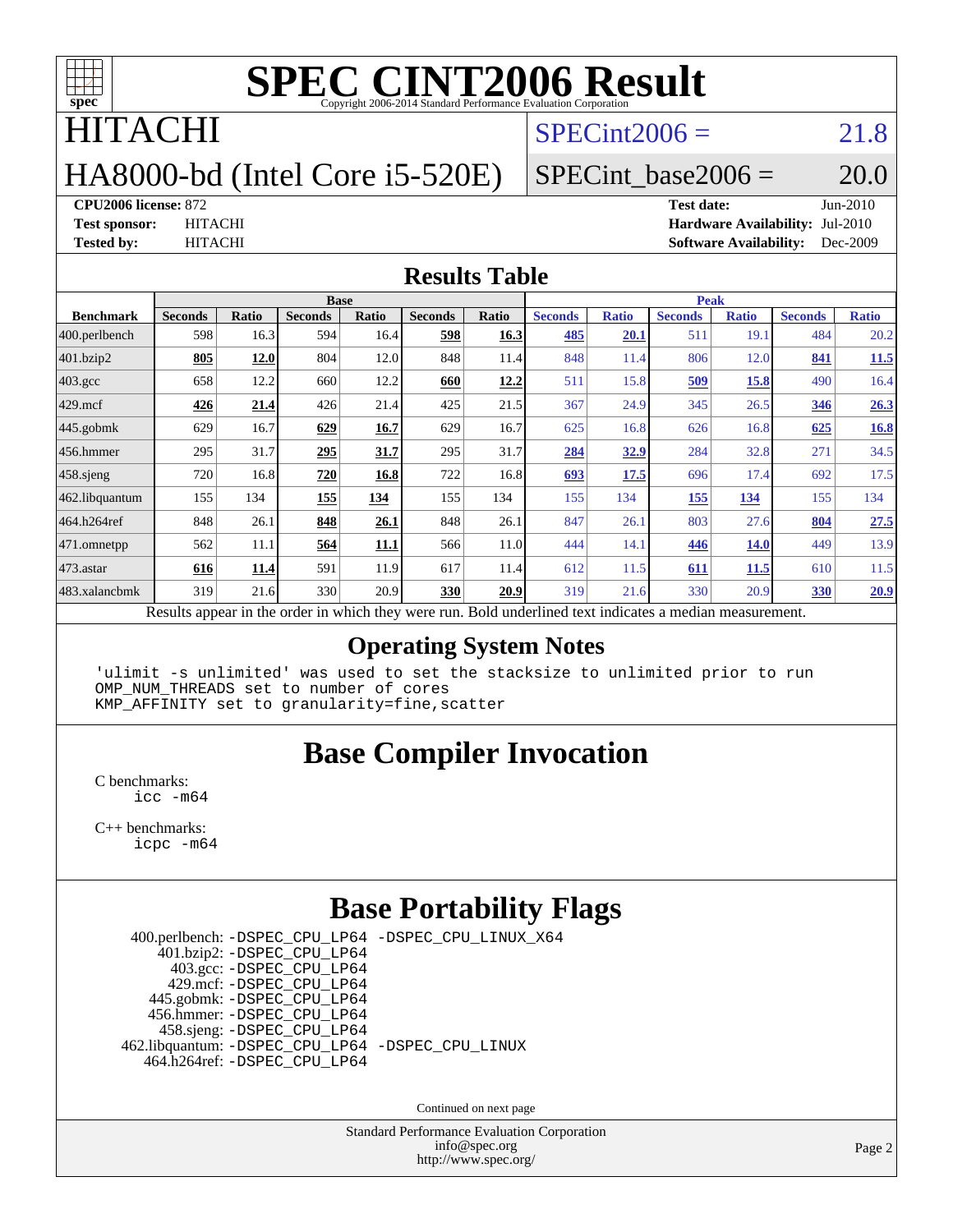# SPEC CINT2006 Result

Copyright 2006-2014 Standard Performance Evaluation Corporation

## HITACHI

## HA8000-bd (Intel Core i5-520E)

SPECint2006 = 21.8

SPECint_base2006 = 20.0

| | | | |
|---|---|---|---|
| **CPU2006 license:** 872 | | **Test date:** | Jun-2010 |
| **Test sponsor:** | HITACHI | **Hardware Availability:** | Jul-2010 |
| **Tested by:** | HITACHI | **Software Availability:** | Dec-2009 |

## Results Table

| | Base | | | | | | Peak | | | | | |
|---|---|---|---|---|---|---|---|---|---|---|---|---|
| **Benchmark** | **Seconds** | **Ratio** | **Seconds** | **Ratio** | **Seconds** | **Ratio** | **Seconds** | **Ratio** | **Seconds** | **Ratio** | **Seconds** | **Ratio** |
| 400.perlbench | 598 | 16.3 | 594 | 16.4 | **598** | **16.3** | **485** | **20.1** | 511 | 19.1 | 484 | 20.2 |
| 401.bzip2 | **805** | **12.0** | 804 | 12.0 | 848 | 11.4 | 848 | 11.4 | 806 | 12.0 | **841** | **11.5** |
| 403.gcc | 658 | 12.2 | 660 | 12.2 | **660** | **12.2** | 511 | 15.8 | **509** | **15.8** | 490 | 16.4 |
| 429.mcf | **426** | **21.4** | 426 | 21.4 | 425 | 21.5 | 367 | 24.9 | 345 | 26.5 | **346** | **26.3** |
| 445.gobmk | 629 | 16.7 | **629** | **16.7** | 629 | 16.7 | 625 | 16.8 | 626 | 16.8 | **625** | **16.8** |
| 456.hmmer | 295 | 31.7 | **295** | **31.7** | 295 | 31.7 | **284** | **32.9** | 284 | 32.8 | 271 | 34.5 |
| 458.sjeng | 720 | 16.8 | **720** | **16.8** | 722 | 16.8 | **693** | **17.5** | 696 | 17.4 | 692 | 17.5 |
| 462.libquantum | 155 | 134 | **155** | **134** | 155 | 134 | 155 | 134 | **155** | **134** | 155 | 134 |
| 464.h264ref | 848 | 26.1 | **848** | **26.1** | 848 | 26.1 | 847 | 26.1 | 803 | 27.6 | **804** | **27.5** |
| 471.omnetpp | 562 | 11.1 | **564** | **11.1** | 566 | 11.0 | 444 | 14.1 | **446** | **14.0** | 449 | 13.9 |
| 473.astar | **616** | **11.4** | 591 | 11.9 | 617 | 11.4 | 612 | 11.5 | **611** | **11.5** | 610 | 11.5 |
| 483.xalancbmk | 319 | 21.6 | 330 | 20.9 | **330** | **20.9** | 319 | 21.6 | 330 | 20.9 | **330** | **20.9** |

Results appear in the order in which they were run. Bold underlined text indicates a median measurement.

## Operating System Notes

```
'ulimit -s unlimited' was used to set the stacksize to unlimited prior to run
OMP_NUM_THREADS set to number of cores
KMP_AFFINITY set to granularity=fine,scatter
```

## Base Compiler Invocation

C benchmarks:
```
icc -m64
```

C++ benchmarks:
```
icpc -m64
```

## Base Portability Flags

```
400.perlbench: -DSPEC_CPU_LP64 -DSPEC_CPU_LINUX_X64
    401.bzip2: -DSPEC_CPU_LP64
      403.gcc: -DSPEC_CPU_LP64
      429.mcf: -DSPEC_CPU_LP64
    445.gobmk: -DSPEC_CPU_LP64
    456.hmmer: -DSPEC_CPU_LP64
    458.sjeng: -DSPEC_CPU_LP64
462.libquantum: -DSPEC_CPU_LP64 -DSPEC_CPU_LINUX
  464.h264ref: -DSPEC_CPU_LP64
```

Continued on next page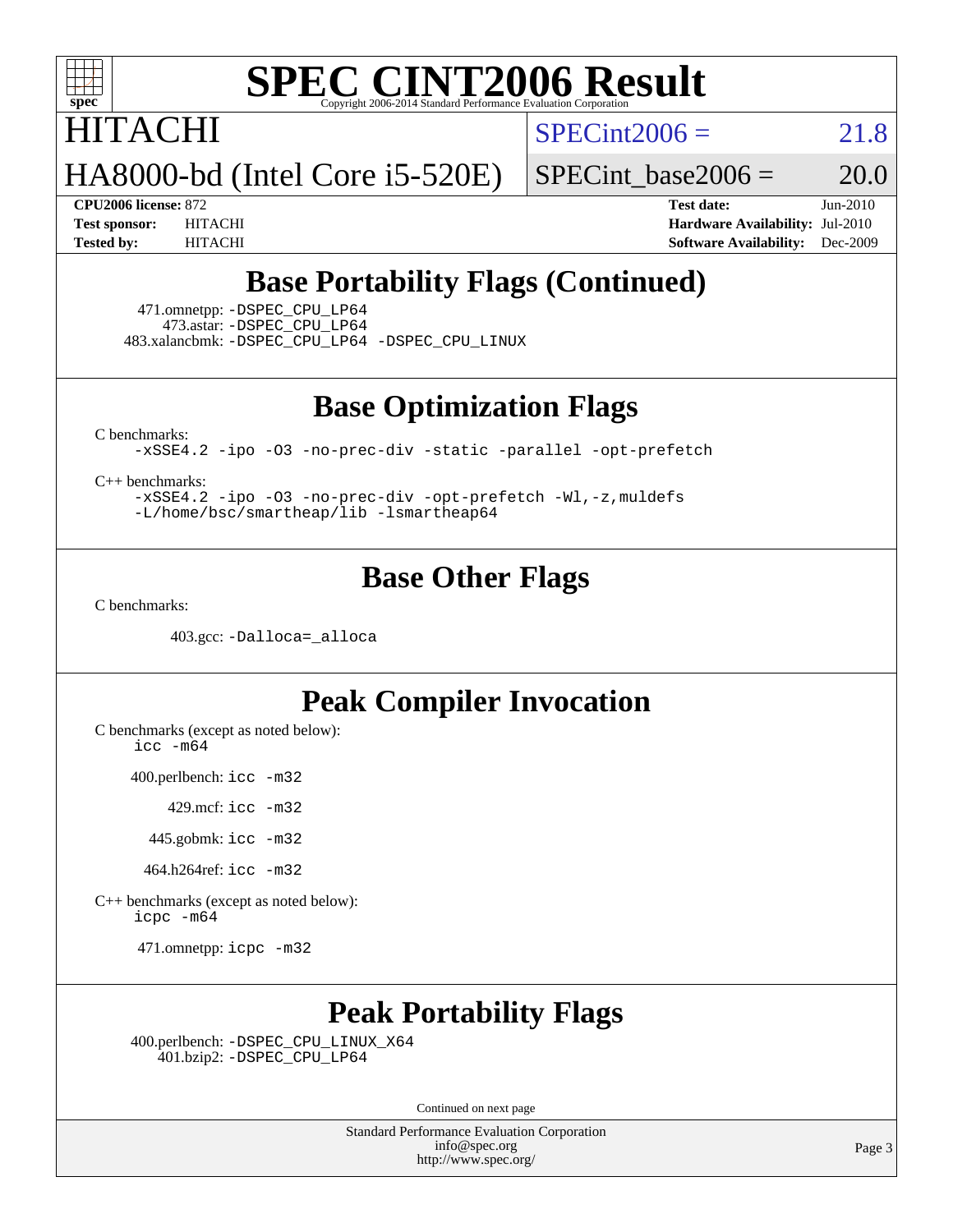# SPEC CINT2006 Result

HITACHI

HA8000-bd (Intel Core i5-520E)

SPECint2006 = 21.8

SPECint_base2006 = 20.0

**CPU2006 license:** 872
**Test sponsor:** HITACHI
**Tested by:** HITACHI

**Test date:** Jun-2010
**Hardware Availability:** Jul-2010
**Software Availability:** Dec-2009

## Base Portability Flags (Continued)

471.omnetpp: -DSPEC_CPU_LP64
473.astar: -DSPEC_CPU_LP64
483.xalancbmk: -DSPEC_CPU_LP64 -DSPEC_CPU_LINUX

## Base Optimization Flags

C benchmarks:
-xSSE4.2 -ipo -O3 -no-prec-div -static -parallel -opt-prefetch

C++ benchmarks:
-xSSE4.2 -ipo -O3 -no-prec-div -opt-prefetch -Wl,-z,muldefs
-L/home/bsc/smartheap/lib -lsmartheap64

## Base Other Flags

C benchmarks:

403.gcc: -Dalloca=_alloca

## Peak Compiler Invocation

C benchmarks (except as noted below):
icc -m64

400.perlbench: icc -m32

429.mcf: icc -m32

445.gobmk: icc -m32

464.h264ref: icc -m32

C++ benchmarks (except as noted below):
icpc -m64

471.omnetpp: icpc -m32

## Peak Portability Flags

400.perlbench: -DSPEC_CPU_LINUX_X64
401.bzip2: -DSPEC_CPU_LP64

Continued on next page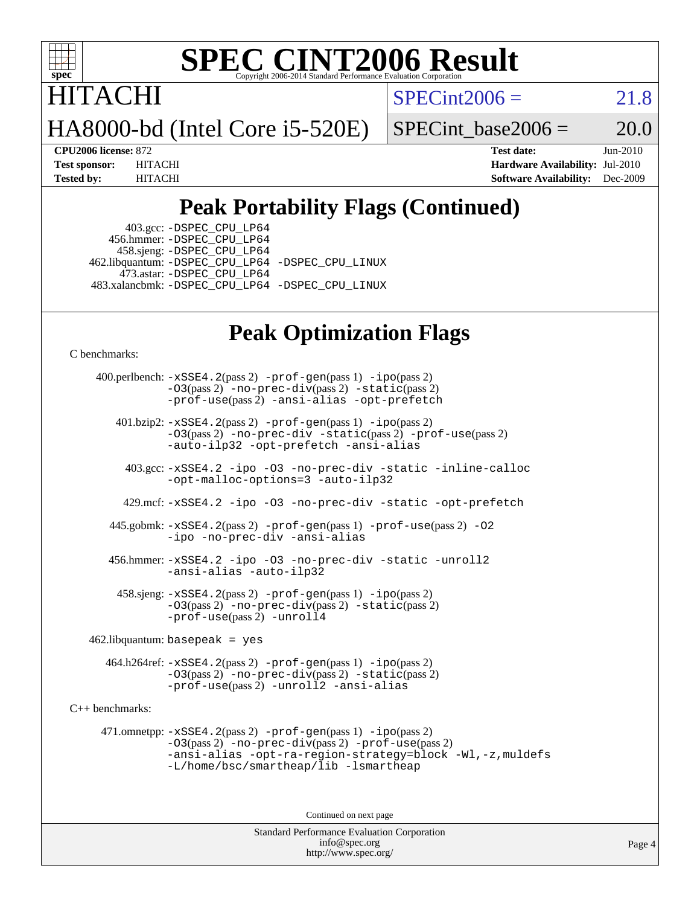# SPEC CINT2006 Result

HITACHI

HA8000-bd (Intel Core i5-520E)

SPECint2006 = 21.8

SPECint_base2006 = 20.0

**CPU2006 license:** 872
**Test sponsor:** HITACHI
**Tested by:** HITACHI

**Test date:** Jun-2010
**Hardware Availability:** Jul-2010
**Software Availability:** Dec-2009

## Peak Portability Flags (Continued)

403.gcc: -DSPEC_CPU_LP64
456.hmmer: -DSPEC_CPU_LP64
458.sjeng: -DSPEC_CPU_LP64
462.libquantum: -DSPEC_CPU_LP64 -DSPEC_CPU_LINUX
473.astar: -DSPEC_CPU_LP64
483.xalancbmk: -DSPEC_CPU_LP64 -DSPEC_CPU_LINUX

## Peak Optimization Flags

C benchmarks:

400.perlbench: -xSSE4.2(pass 2) -prof-gen(pass 1) -ipo(pass 2) -O3(pass 2) -no-prec-div(pass 2) -static(pass 2) -prof-use(pass 2) -ansi-alias -opt-prefetch

401.bzip2: -xSSE4.2(pass 2) -prof-gen(pass 1) -ipo(pass 2) -O3(pass 2) -no-prec-div -static(pass 2) -prof-use(pass 2) -auto-ilp32 -opt-prefetch -ansi-alias

403.gcc: -xSSE4.2 -ipo -O3 -no-prec-div -static -inline-calloc -opt-malloc-options=3 -auto-ilp32

429.mcf: -xSSE4.2 -ipo -O3 -no-prec-div -static -opt-prefetch

445.gobmk: -xSSE4.2(pass 2) -prof-gen(pass 1) -prof-use(pass 2) -O2 -ipo -no-prec-div -ansi-alias

456.hmmer: -xSSE4.2 -ipo -O3 -no-prec-div -static -unroll2 -ansi-alias -auto-ilp32

458.sjeng: -xSSE4.2(pass 2) -prof-gen(pass 1) -ipo(pass 2) -O3(pass 2) -no-prec-div(pass 2) -static(pass 2) -prof-use(pass 2) -unroll4

462.libquantum: basepeak = yes

464.h264ref: -xSSE4.2(pass 2) -prof-gen(pass 1) -ipo(pass 2) -O3(pass 2) -no-prec-div(pass 2) -static(pass 2) -prof-use(pass 2) -unroll2 -ansi-alias

C++ benchmarks:

471.omnetpp: -xSSE4.2(pass 2) -prof-gen(pass 1) -ipo(pass 2) -O3(pass 2) -no-prec-div(pass 2) -prof-use(pass 2) -ansi-alias -opt-ra-region-strategy=block -Wl,-z,muldefs -L/home/bsc/smartheap/lib -lsmartheap

Continued on next page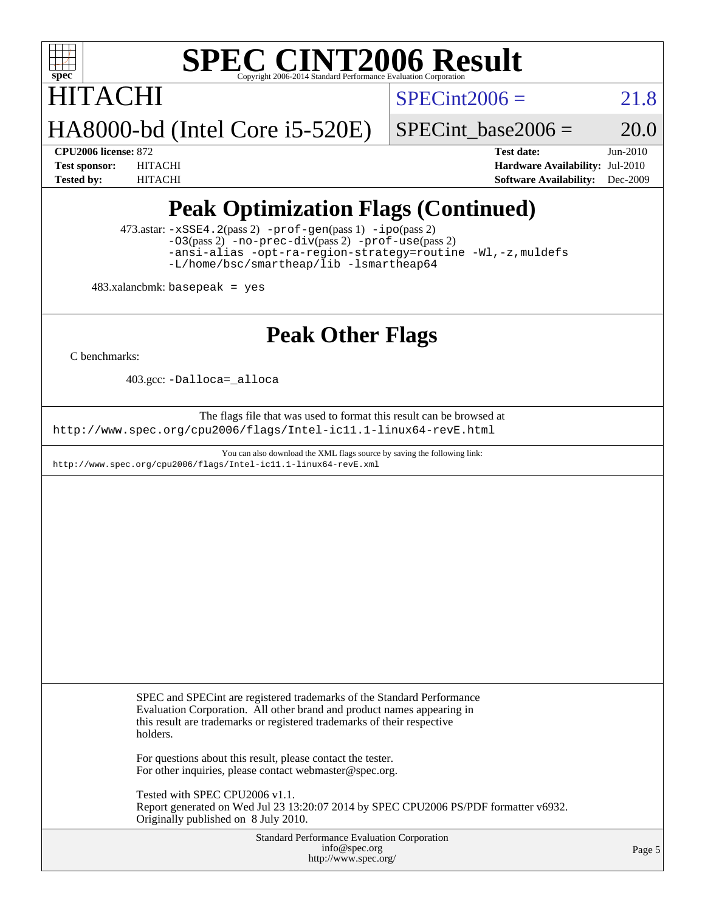# SPEC CINT2006 Result

HITACHI

HA8000-bd (Intel Core i5-520E)

SPECint2006 = 21.8

SPECint_base2006 = 20.0

**CPU2006 license:** 872
**Test sponsor:** HITACHI
**Tested by:** HITACHI

**Test date:** Jun-2010
**Hardware Availability:** Jul-2010
**Software Availability:** Dec-2009

## Peak Optimization Flags (Continued)

473.astar: `-xSSE4.2`(pass 2) `-prof-gen`(pass 1) `-ipo`(pass 2) `-O3`(pass 2) `-no-prec-div`(pass 2) `-prof-use`(pass 2) `-ansi-alias` `-opt-ra-region-strategy=routine` `-Wl,-z,muldefs` `-L/home/bsc/smartheap/lib -lsmartheap64`

483.xalancbmk: `basepeak = yes`

## Peak Other Flags

C benchmarks:

403.gcc: `-Dalloca=_alloca`

The flags file that was used to format this result can be browsed at
http://www.spec.org/cpu2006/flags/Intel-ic11.1-linux64-revE.html

You can also download the XML flags source by saving the following link:
http://www.spec.org/cpu2006/flags/Intel-ic11.1-linux64-revE.xml

SPEC and SPECint are registered trademarks of the Standard Performance Evaluation Corporation. All other brand and product names appearing in this result are trademarks or registered trademarks of their respective holders.

For questions about this result, please contact the tester.
For other inquiries, please contact webmaster@spec.org.

Tested with SPEC CPU2006 v1.1.
Report generated on Wed Jul 23 13:20:07 2014 by SPEC CPU2006 PS/PDF formatter v6932.
Originally published on 8 July 2010.